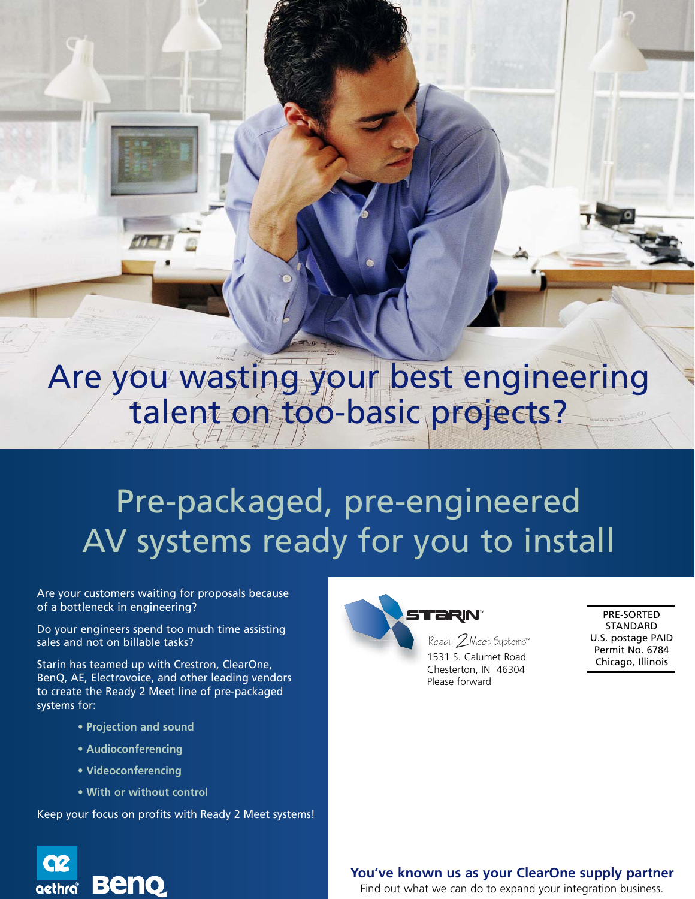# Are you wasting your best engineering talent on too-basic projects?

## Pre-packaged, pre-engineered AV systems ready for you to install

Are your customers waiting for proposals because of a bottleneck in engineering?

Do your engineers spend too much time assisting sales and not on billable tasks?

Starin has teamed up with Crestron, ClearOne, BenQ, AE, Electrovoice, and other leading vendors to create the Ready 2 Meet line of pre-packaged systems for:

- **Projection and sound**
- **Audioconferencing**
- **Videoconferencing**
- **With or without control**

Keep your focus on profits with Ready 2 Meet systems!

aethra® BenQ

STARIN™
Ready 2 Meet Systems™
1531 S. Calumet Road
Chesterton, IN 46304
Please forward

PRE-SORTED
STANDARD
U.S. postage PAID
Permit No. 6784
Chicago, Illinois

**You've known us as your ClearOne supply partner**
Find out what we can do to expand your integration business.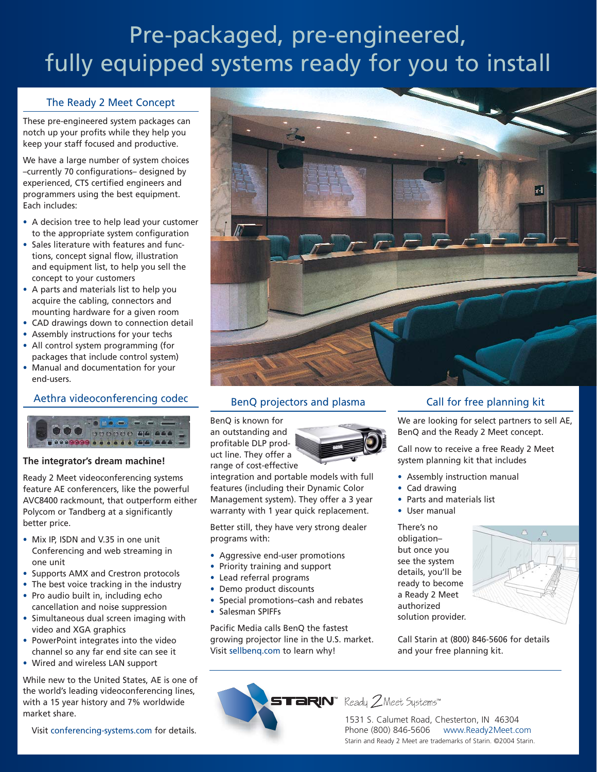# Pre-packaged, pre-engineered, fully equipped systems ready for you to install

## The Ready 2 Meet Concept

These pre-engineered system packages can notch up your profits while they help you keep your staff focused and productive.

We have a large number of system choices –currently 70 configurations– designed by experienced, CTS certified engineers and programmers using the best equipment. Each includes:

- A decision tree to help lead your customer to the appropriate system configuration
- Sales literature with features and functions, concept signal flow, illustration and equipment list, to help you sell the concept to your customers
- A parts and materials list to help you acquire the cabling, connectors and mounting hardware for a given room
- CAD drawings down to connection detail
- Assembly instructions for your techs
- All control system programming (for packages that include control system)
- Manual and documentation for your end-users.

## Aethra videoconferencing codec

**The integrator's dream machine!**

Ready 2 Meet videoconferencing systems feature AE conferencers, like the powerful AVC8400 rackmount, that outperform either Polycom or Tandberg at a significantly better price.

- Mix IP, ISDN and V.35 in one unit Conferencing and web streaming in one unit
- Supports AMX and Crestron protocols
- The best voice tracking in the industry
- Pro audio built in, including echo cancellation and noise suppression
- Simultaneous dual screen imaging with video and XGA graphics
- PowerPoint integrates into the video channel so any far end site can see it
- Wired and wireless LAN support

While new to the United States, AE is one of the world's leading videoconferencing lines, with a 15 year history and 7% worldwide market share.

Visit conferencing-systems.com for details.

## BenQ projectors and plasma

BenQ is known for an outstanding and profitable DLP product line. They offer a range of cost-effective integration and portable models with full features (including their Dynamic Color Management system). They offer a 3 year warranty with 1 year quick replacement.

Better still, they have very strong dealer programs with:

- Aggressive end-user promotions
- Priority training and support
- Lead referral programs
- Demo product discounts
- Special promotions–cash and rebates
- Salesman SPIFFs

Pacific Media calls BenQ the fastest growing projector line in the U.S. market. Visit sellbenq.com to learn why!

## Call for free planning kit

We are looking for select partners to sell AE, BenQ and the Ready 2 Meet concept.

Call now to receive a free Ready 2 Meet system planning kit that includes

- Assembly instruction manual
- Cad drawing
- Parts and materials list
- User manual

There's no obligation– but once you see the system details, you'll be ready to become a Ready 2 Meet authorized solution provider.

Call Starin at (800) 846-5606 for details and your free planning kit.

STARIN™ Ready 2 Meet Systems™

1531 S. Calumet Road, Chesterton, IN 46304
Phone (800) 846-5606 www.Ready2Meet.com
Starin and Ready 2 Meet are trademarks of Starin. ©2004 Starin.